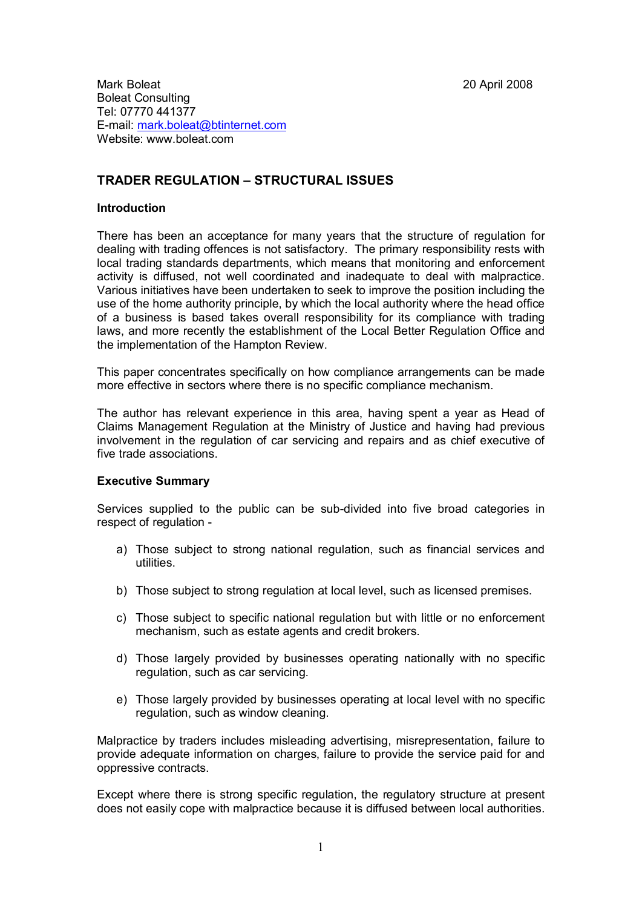Mark Boleat
Boleat Consulting
Tel: 07770 441377
E-mail: mark.boleat@btinternet.com
Website: www.boleat.com

20 April 2008

## TRADER REGULATION – STRUCTURAL ISSUES

### Introduction

There has been an acceptance for many years that the structure of regulation for dealing with trading offences is not satisfactory. The primary responsibility rests with local trading standards departments, which means that monitoring and enforcement activity is diffused, not well coordinated and inadequate to deal with malpractice. Various initiatives have been undertaken to seek to improve the position including the use of the home authority principle, by which the local authority where the head office of a business is based takes overall responsibility for its compliance with trading laws, and more recently the establishment of the Local Better Regulation Office and the implementation of the Hampton Review.

This paper concentrates specifically on how compliance arrangements can be made more effective in sectors where there is no specific compliance mechanism.

The author has relevant experience in this area, having spent a year as Head of Claims Management Regulation at the Ministry of Justice and having had previous involvement in the regulation of car servicing and repairs and as chief executive of five trade associations.

### Executive Summary

Services supplied to the public can be sub-divided into five broad categories in respect of regulation -

a) Those subject to strong national regulation, such as financial services and utilities.

b) Those subject to strong regulation at local level, such as licensed premises.

c) Those subject to specific national regulation but with little or no enforcement mechanism, such as estate agents and credit brokers.

d) Those largely provided by businesses operating nationally with no specific regulation, such as car servicing.

e) Those largely provided by businesses operating at local level with no specific regulation, such as window cleaning.

Malpractice by traders includes misleading advertising, misrepresentation, failure to provide adequate information on charges, failure to provide the service paid for and oppressive contracts.

Except where there is strong specific regulation, the regulatory structure at present does not easily cope with malpractice because it is diffused between local authorities.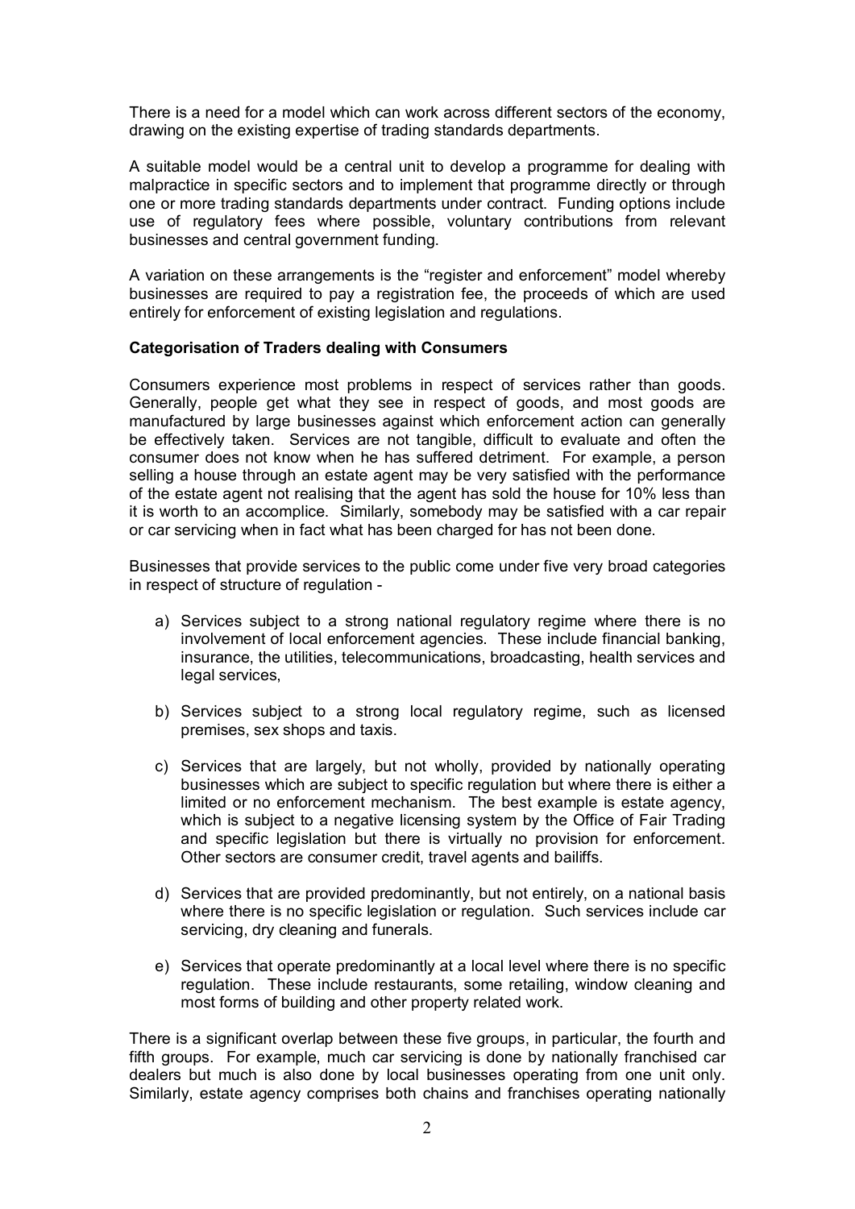There is a need for a model which can work across different sectors of the economy, drawing on the existing expertise of trading standards departments.

A suitable model would be a central unit to develop a programme for dealing with malpractice in specific sectors and to implement that programme directly or through one or more trading standards departments under contract. Funding options include use of regulatory fees where possible, voluntary contributions from relevant businesses and central government funding.

A variation on these arrangements is the "register and enforcement" model whereby businesses are required to pay a registration fee, the proceeds of which are used entirely for enforcement of existing legislation and regulations.

**Categorisation of Traders dealing with Consumers**

Consumers experience most problems in respect of services rather than goods. Generally, people get what they see in respect of goods, and most goods are manufactured by large businesses against which enforcement action can generally be effectively taken. Services are not tangible, difficult to evaluate and often the consumer does not know when he has suffered detriment. For example, a person selling a house through an estate agent may be very satisfied with the performance of the estate agent not realising that the agent has sold the house for 10% less than it is worth to an accomplice. Similarly, somebody may be satisfied with a car repair or car servicing when in fact what has been charged for has not been done.

Businesses that provide services to the public come under five very broad categories in respect of structure of regulation -

a) Services subject to a strong national regulatory regime where there is no involvement of local enforcement agencies. These include financial banking, insurance, the utilities, telecommunications, broadcasting, health services and legal services,

b) Services subject to a strong local regulatory regime, such as licensed premises, sex shops and taxis.

c) Services that are largely, but not wholly, provided by nationally operating businesses which are subject to specific regulation but where there is either a limited or no enforcement mechanism. The best example is estate agency, which is subject to a negative licensing system by the Office of Fair Trading and specific legislation but there is virtually no provision for enforcement. Other sectors are consumer credit, travel agents and bailiffs.

d) Services that are provided predominantly, but not entirely, on a national basis where there is no specific legislation or regulation. Such services include car servicing, dry cleaning and funerals.

e) Services that operate predominantly at a local level where there is no specific regulation. These include restaurants, some retailing, window cleaning and most forms of building and other property related work.

There is a significant overlap between these five groups, in particular, the fourth and fifth groups. For example, much car servicing is done by nationally franchised car dealers but much is also done by local businesses operating from one unit only. Similarly, estate agency comprises both chains and franchises operating nationally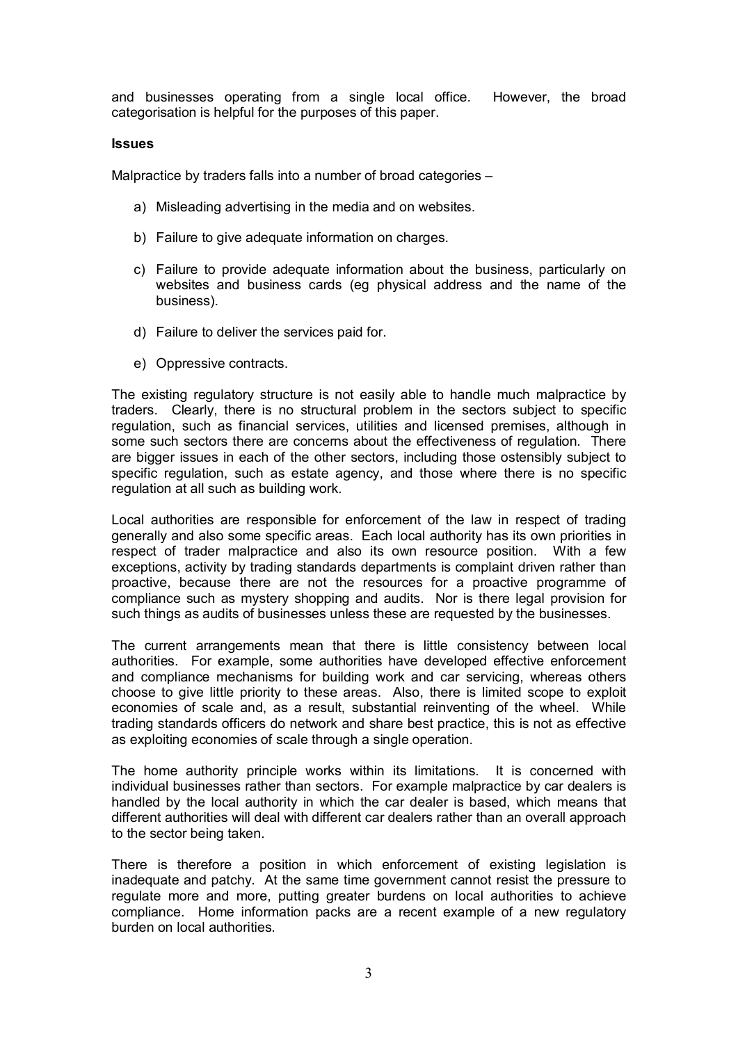and businesses operating from a single local office. However, the broad categorisation is helpful for the purposes of this paper.

**Issues**

Malpractice by traders falls into a number of broad categories –

a) Misleading advertising in the media and on websites.

b) Failure to give adequate information on charges.

c) Failure to provide adequate information about the business, particularly on websites and business cards (eg physical address and the name of the business).

d) Failure to deliver the services paid for.

e) Oppressive contracts.

The existing regulatory structure is not easily able to handle much malpractice by traders. Clearly, there is no structural problem in the sectors subject to specific regulation, such as financial services, utilities and licensed premises, although in some such sectors there are concerns about the effectiveness of regulation. There are bigger issues in each of the other sectors, including those ostensibly subject to specific regulation, such as estate agency, and those where there is no specific regulation at all such as building work.

Local authorities are responsible for enforcement of the law in respect of trading generally and also some specific areas. Each local authority has its own priorities in respect of trader malpractice and also its own resource position. With a few exceptions, activity by trading standards departments is complaint driven rather than proactive, because there are not the resources for a proactive programme of compliance such as mystery shopping and audits. Nor is there legal provision for such things as audits of businesses unless these are requested by the businesses.

The current arrangements mean that there is little consistency between local authorities. For example, some authorities have developed effective enforcement and compliance mechanisms for building work and car servicing, whereas others choose to give little priority to these areas. Also, there is limited scope to exploit economies of scale and, as a result, substantial reinventing of the wheel. While trading standards officers do network and share best practice, this is not as effective as exploiting economies of scale through a single operation.

The home authority principle works within its limitations. It is concerned with individual businesses rather than sectors. For example malpractice by car dealers is handled by the local authority in which the car dealer is based, which means that different authorities will deal with different car dealers rather than an overall approach to the sector being taken.

There is therefore a position in which enforcement of existing legislation is inadequate and patchy. At the same time government cannot resist the pressure to regulate more and more, putting greater burdens on local authorities to achieve compliance. Home information packs are a recent example of a new regulatory burden on local authorities.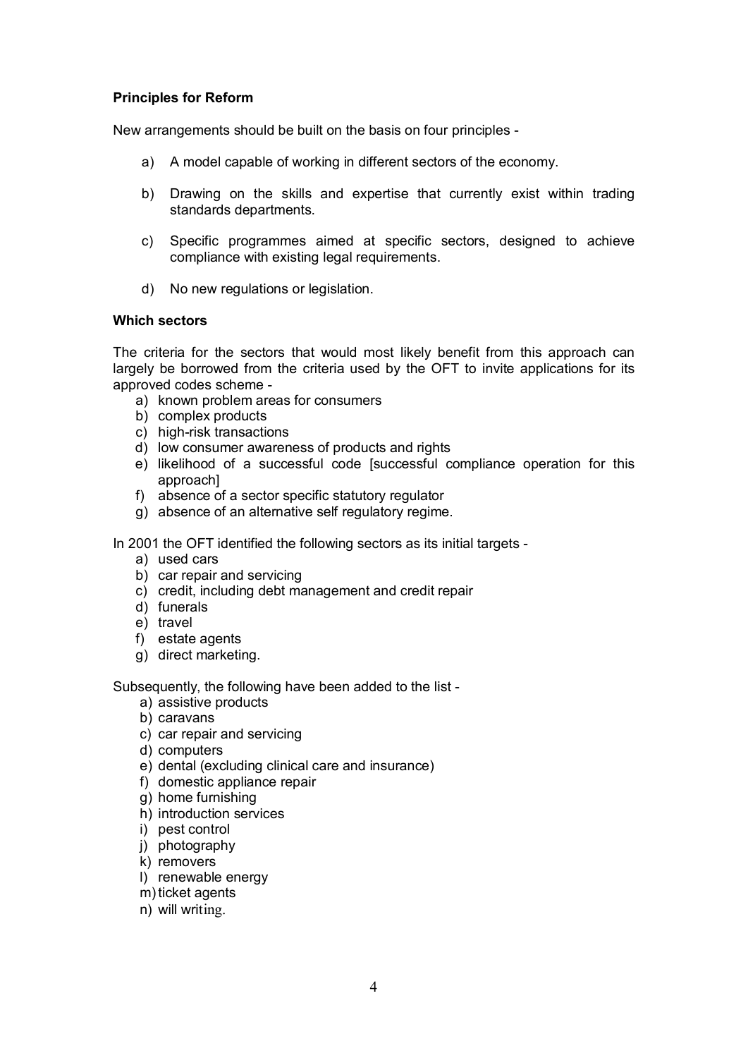**Principles for Reform**

New arrangements should be built on the basis on four principles -

a) A model capable of working in different sectors of the economy.

b) Drawing on the skills and expertise that currently exist within trading standards departments.

c) Specific programmes aimed at specific sectors, designed to achieve compliance with existing legal requirements.

d) No new regulations or legislation.

**Which sectors**

The criteria for the sectors that would most likely benefit from this approach can largely be borrowed from the criteria used by the OFT to invite applications for its approved codes scheme -

a) known problem areas for consumers
b) complex products
c) high-risk transactions
d) low consumer awareness of products and rights
e) likelihood of a successful code [successful compliance operation for this approach]
f) absence of a sector specific statutory regulator
g) absence of an alternative self regulatory regime.

In 2001 the OFT identified the following sectors as its initial targets -

a) used cars
b) car repair and servicing
c) credit, including debt management and credit repair
d) funerals
e) travel
f) estate agents
g) direct marketing.

Subsequently, the following have been added to the list -

a) assistive products
b) caravans
c) car repair and servicing
d) computers
e) dental (excluding clinical care and insurance)
f) domestic appliance repair
g) home furnishing
h) introduction services
i) pest control
j) photography
k) removers
l) renewable energy
m) ticket agents
n) will writing.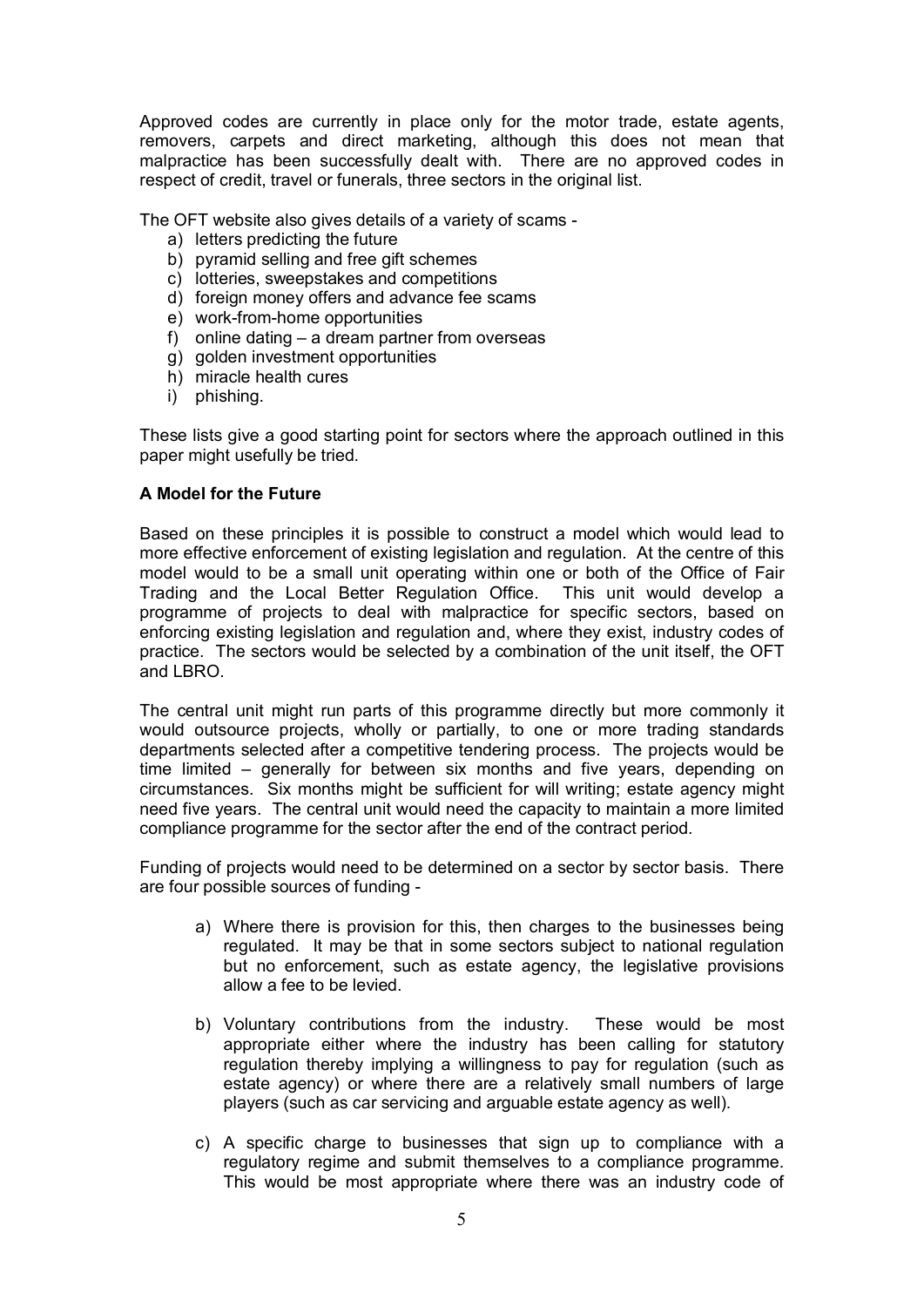Approved codes are currently in place only for the motor trade, estate agents, removers, carpets and direct marketing, although this does not mean that malpractice has been successfully dealt with. There are no approved codes in respect of credit, travel or funerals, three sectors in the original list.

The OFT website also gives details of a variety of scams -

a) letters predicting the future
b) pyramid selling and free gift schemes
c) lotteries, sweepstakes and competitions
d) foreign money offers and advance fee scams
e) work-from-home opportunities
f) online dating – a dream partner from overseas
g) golden investment opportunities
h) miracle health cures
i) phishing.

These lists give a good starting point for sectors where the approach outlined in this paper might usefully be tried.

**A Model for the Future**

Based on these principles it is possible to construct a model which would lead to more effective enforcement of existing legislation and regulation. At the centre of this model would to be a small unit operating within one or both of the Office of Fair Trading and the Local Better Regulation Office. This unit would develop a programme of projects to deal with malpractice for specific sectors, based on enforcing existing legislation and regulation and, where they exist, industry codes of practice. The sectors would be selected by a combination of the unit itself, the OFT and LBRO.

The central unit might run parts of this programme directly but more commonly it would outsource projects, wholly or partially, to one or more trading standards departments selected after a competitive tendering process. The projects would be time limited – generally for between six months and five years, depending on circumstances. Six months might be sufficient for will writing; estate agency might need five years. The central unit would need the capacity to maintain a more limited compliance programme for the sector after the end of the contract period.

Funding of projects would need to be determined on a sector by sector basis. There are four possible sources of funding -

a) Where there is provision for this, then charges to the businesses being regulated. It may be that in some sectors subject to national regulation but no enforcement, such as estate agency, the legislative provisions allow a fee to be levied.

b) Voluntary contributions from the industry. These would be most appropriate either where the industry has been calling for statutory regulation thereby implying a willingness to pay for regulation (such as estate agency) or where there are a relatively small numbers of large players (such as car servicing and arguable estate agency as well).

c) A specific charge to businesses that sign up to compliance with a regulatory regime and submit themselves to a compliance programme. This would be most appropriate where there was an industry code of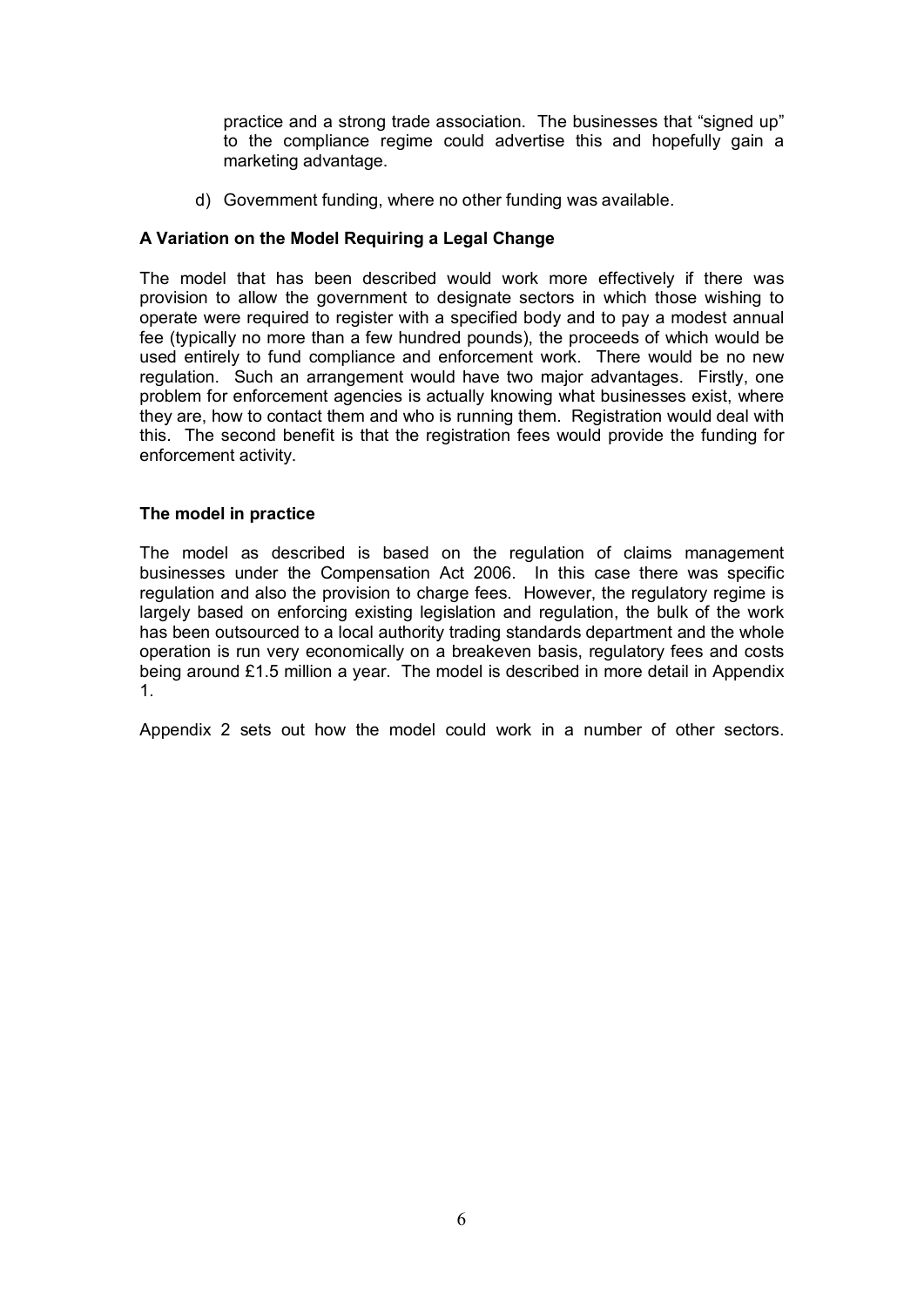practice and a strong trade association. The businesses that "signed up" to the compliance regime could advertise this and hopefully gain a marketing advantage.

d) Government funding, where no other funding was available.

**A Variation on the Model Requiring a Legal Change**

The model that has been described would work more effectively if there was provision to allow the government to designate sectors in which those wishing to operate were required to register with a specified body and to pay a modest annual fee (typically no more than a few hundred pounds), the proceeds of which would be used entirely to fund compliance and enforcement work. There would be no new regulation. Such an arrangement would have two major advantages. Firstly, one problem for enforcement agencies is actually knowing what businesses exist, where they are, how to contact them and who is running them. Registration would deal with this. The second benefit is that the registration fees would provide the funding for enforcement activity.

**The model in practice**

The model as described is based on the regulation of claims management businesses under the Compensation Act 2006. In this case there was specific regulation and also the provision to charge fees. However, the regulatory regime is largely based on enforcing existing legislation and regulation, the bulk of the work has been outsourced to a local authority trading standards department and the whole operation is run very economically on a breakeven basis, regulatory fees and costs being around £1.5 million a year. The model is described in more detail in Appendix 1.

Appendix 2 sets out how the model could work in a number of other sectors.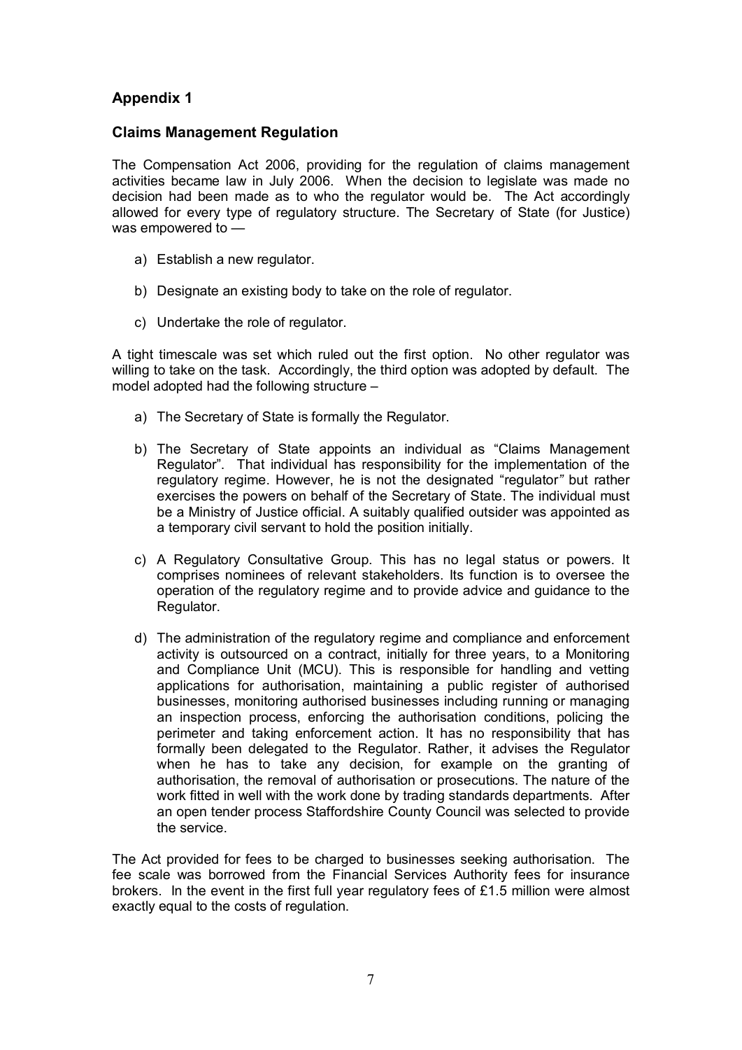## Appendix 1

### Claims Management Regulation

The Compensation Act 2006, providing for the regulation of claims management activities became law in July 2006. When the decision to legislate was made no decision had been made as to who the regulator would be. The Act accordingly allowed for every type of regulatory structure. The Secretary of State (for Justice) was empowered to —

a) Establish a new regulator.

b) Designate an existing body to take on the role of regulator.

c) Undertake the role of regulator.

A tight timescale was set which ruled out the first option. No other regulator was willing to take on the task. Accordingly, the third option was adopted by default. The model adopted had the following structure –

a) The Secretary of State is formally the Regulator.

b) The Secretary of State appoints an individual as "Claims Management Regulator". That individual has responsibility for the implementation of the regulatory regime. However, he is not the designated "regulator" but rather exercises the powers on behalf of the Secretary of State. The individual must be a Ministry of Justice official. A suitably qualified outsider was appointed as a temporary civil servant to hold the position initially.

c) A Regulatory Consultative Group. This has no legal status or powers. It comprises nominees of relevant stakeholders. Its function is to oversee the operation of the regulatory regime and to provide advice and guidance to the Regulator.

d) The administration of the regulatory regime and compliance and enforcement activity is outsourced on a contract, initially for three years, to a Monitoring and Compliance Unit (MCU). This is responsible for handling and vetting applications for authorisation, maintaining a public register of authorised businesses, monitoring authorised businesses including running or managing an inspection process, enforcing the authorisation conditions, policing the perimeter and taking enforcement action. It has no responsibility that has formally been delegated to the Regulator. Rather, it advises the Regulator when he has to take any decision, for example on the granting of authorisation, the removal of authorisation or prosecutions. The nature of the work fitted in well with the work done by trading standards departments. After an open tender process Staffordshire County Council was selected to provide the service.

The Act provided for fees to be charged to businesses seeking authorisation. The fee scale was borrowed from the Financial Services Authority fees for insurance brokers. In the event in the first full year regulatory fees of £1.5 million were almost exactly equal to the costs of regulation.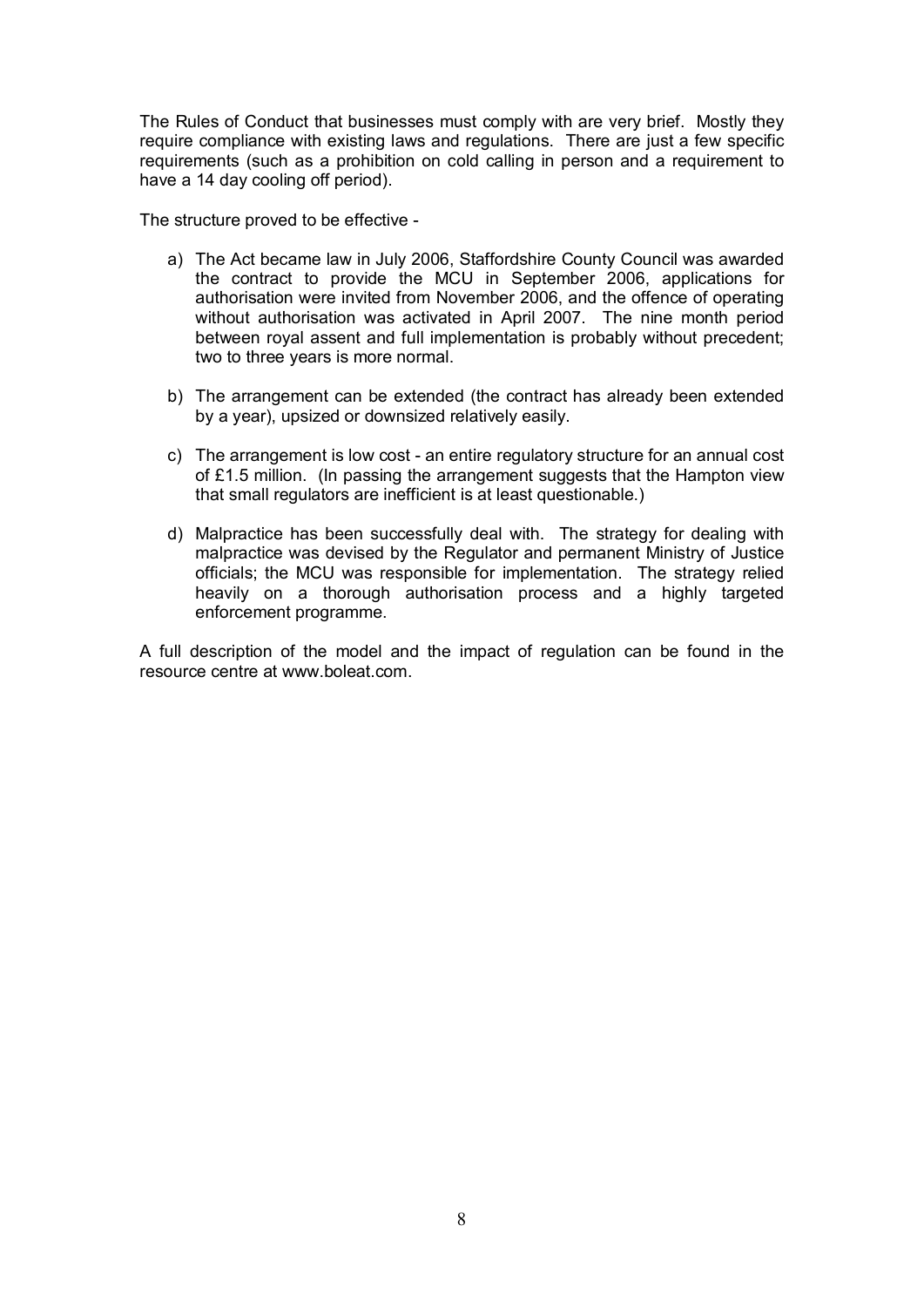The Rules of Conduct that businesses must comply with are very brief. Mostly they require compliance with existing laws and regulations. There are just a few specific requirements (such as a prohibition on cold calling in person and a requirement to have a 14 day cooling off period).

The structure proved to be effective -

a) The Act became law in July 2006, Staffordshire County Council was awarded the contract to provide the MCU in September 2006, applications for authorisation were invited from November 2006, and the offence of operating without authorisation was activated in April 2007. The nine month period between royal assent and full implementation is probably without precedent; two to three years is more normal.

b) The arrangement can be extended (the contract has already been extended by a year), upsized or downsized relatively easily.

c) The arrangement is low cost - an entire regulatory structure for an annual cost of £1.5 million. (In passing the arrangement suggests that the Hampton view that small regulators are inefficient is at least questionable.)

d) Malpractice has been successfully deal with. The strategy for dealing with malpractice was devised by the Regulator and permanent Ministry of Justice officials; the MCU was responsible for implementation. The strategy relied heavily on a thorough authorisation process and a highly targeted enforcement programme.

A full description of the model and the impact of regulation can be found in the resource centre at www.boleat.com.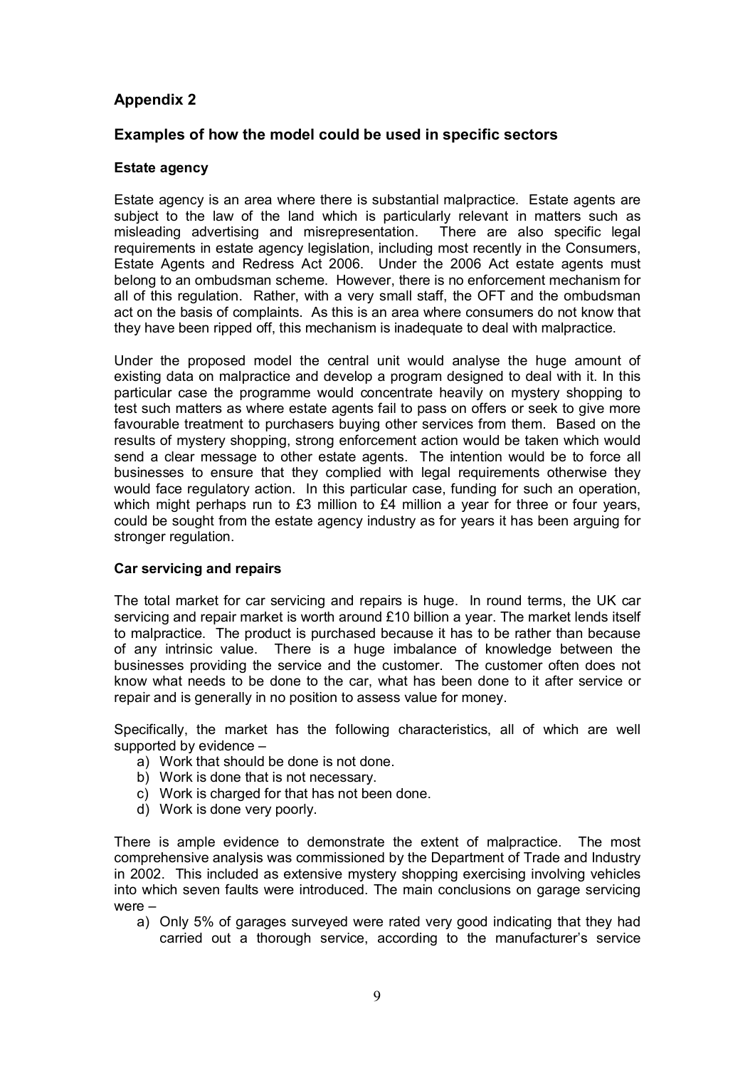## Appendix 2

## Examples of how the model could be used in specific sectors

### Estate agency

Estate agency is an area where there is substantial malpractice. Estate agents are subject to the law of the land which is particularly relevant in matters such as misleading advertising and misrepresentation. There are also specific legal requirements in estate agency legislation, including most recently in the Consumers, Estate Agents and Redress Act 2006. Under the 2006 Act estate agents must belong to an ombudsman scheme. However, there is no enforcement mechanism for all of this regulation. Rather, with a very small staff, the OFT and the ombudsman act on the basis of complaints. As this is an area where consumers do not know that they have been ripped off, this mechanism is inadequate to deal with malpractice.

Under the proposed model the central unit would analyse the huge amount of existing data on malpractice and develop a program designed to deal with it. In this particular case the programme would concentrate heavily on mystery shopping to test such matters as where estate agents fail to pass on offers or seek to give more favourable treatment to purchasers buying other services from them. Based on the results of mystery shopping, strong enforcement action would be taken which would send a clear message to other estate agents. The intention would be to force all businesses to ensure that they complied with legal requirements otherwise they would face regulatory action. In this particular case, funding for such an operation, which might perhaps run to £3 million to £4 million a year for three or four years, could be sought from the estate agency industry as for years it has been arguing for stronger regulation.

### Car servicing and repairs

The total market for car servicing and repairs is huge. In round terms, the UK car servicing and repair market is worth around £10 billion a year. The market lends itself to malpractice. The product is purchased because it has to be rather than because of any intrinsic value. There is a huge imbalance of knowledge between the businesses providing the service and the customer. The customer often does not know what needs to be done to the car, what has been done to it after service or repair and is generally in no position to assess value for money.

Specifically, the market has the following characteristics, all of which are well supported by evidence –

a) Work that should be done is not done.
b) Work is done that is not necessary.
c) Work is charged for that has not been done.
d) Work is done very poorly.

There is ample evidence to demonstrate the extent of malpractice. The most comprehensive analysis was commissioned by the Department of Trade and Industry in 2002. This included as extensive mystery shopping exercising involving vehicles into which seven faults were introduced. The main conclusions on garage servicing were –

a) Only 5% of garages surveyed were rated very good indicating that they had carried out a thorough service, according to the manufacturer's service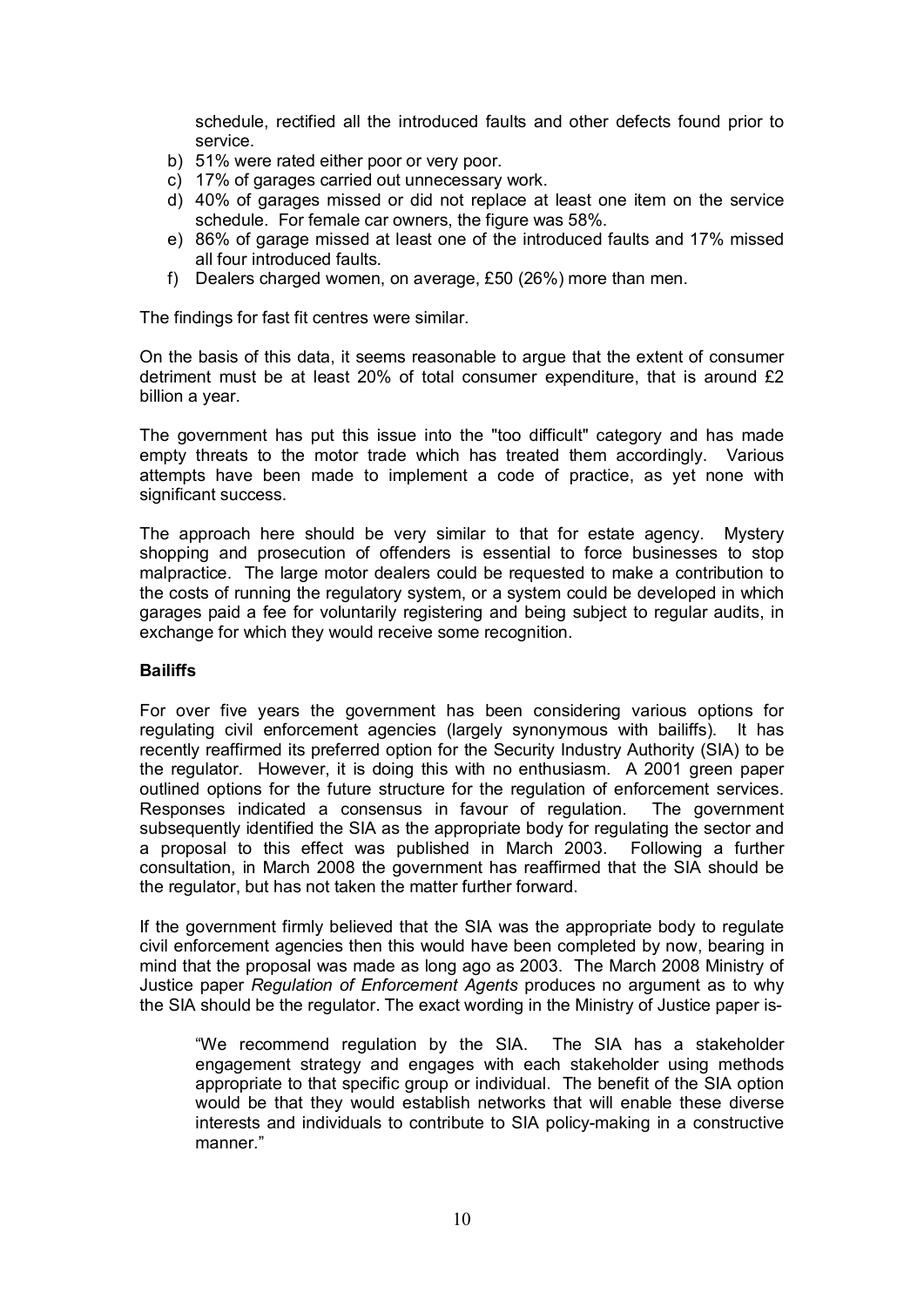schedule, rectified all the introduced faults and other defects found prior to service.

b) 51% were rated either poor or very poor.
c) 17% of garages carried out unnecessary work.
d) 40% of garages missed or did not replace at least one item on the service schedule. For female car owners, the figure was 58%.
e) 86% of garage missed at least one of the introduced faults and 17% missed all four introduced faults.
f) Dealers charged women, on average, £50 (26%) more than men.

The findings for fast fit centres were similar.

On the basis of this data, it seems reasonable to argue that the extent of consumer detriment must be at least 20% of total consumer expenditure, that is around £2 billion a year.

The government has put this issue into the "too difficult" category and has made empty threats to the motor trade which has treated them accordingly. Various attempts have been made to implement a code of practice, as yet none with significant success.

The approach here should be very similar to that for estate agency. Mystery shopping and prosecution of offenders is essential to force businesses to stop malpractice. The large motor dealers could be requested to make a contribution to the costs of running the regulatory system, or a system could be developed in which garages paid a fee for voluntarily registering and being subject to regular audits, in exchange for which they would receive some recognition.

**Bailiffs**

For over five years the government has been considering various options for regulating civil enforcement agencies (largely synonymous with bailiffs). It has recently reaffirmed its preferred option for the Security Industry Authority (SIA) to be the regulator. However, it is doing this with no enthusiasm. A 2001 green paper outlined options for the future structure for the regulation of enforcement services. Responses indicated a consensus in favour of regulation. The government subsequently identified the SIA as the appropriate body for regulating the sector and a proposal to this effect was published in March 2003. Following a further consultation, in March 2008 the government has reaffirmed that the SIA should be the regulator, but has not taken the matter further forward.

If the government firmly believed that the SIA was the appropriate body to regulate civil enforcement agencies then this would have been completed by now, bearing in mind that the proposal was made as long ago as 2003. The March 2008 Ministry of Justice paper *Regulation of Enforcement Agents* produces no argument as to why the SIA should be the regulator. The exact wording in the Ministry of Justice paper is-

> "We recommend regulation by the SIA. The SIA has a stakeholder engagement strategy and engages with each stakeholder using methods appropriate to that specific group or individual. The benefit of the SIA option would be that they would establish networks that will enable these diverse interests and individuals to contribute to SIA policy-making in a constructive manner."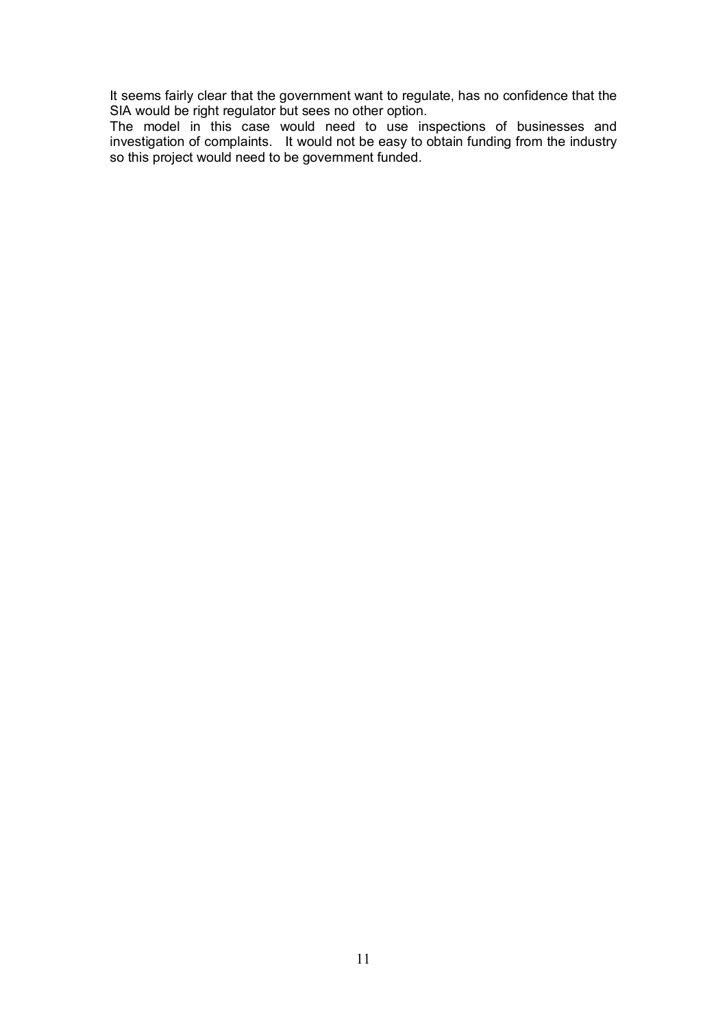It seems fairly clear that the government want to regulate, has no confidence that the SIA would be right regulator but sees no other option.

The model in this case would need to use inspections of businesses and investigation of complaints. It would not be easy to obtain funding from the industry so this project would need to be government funded.